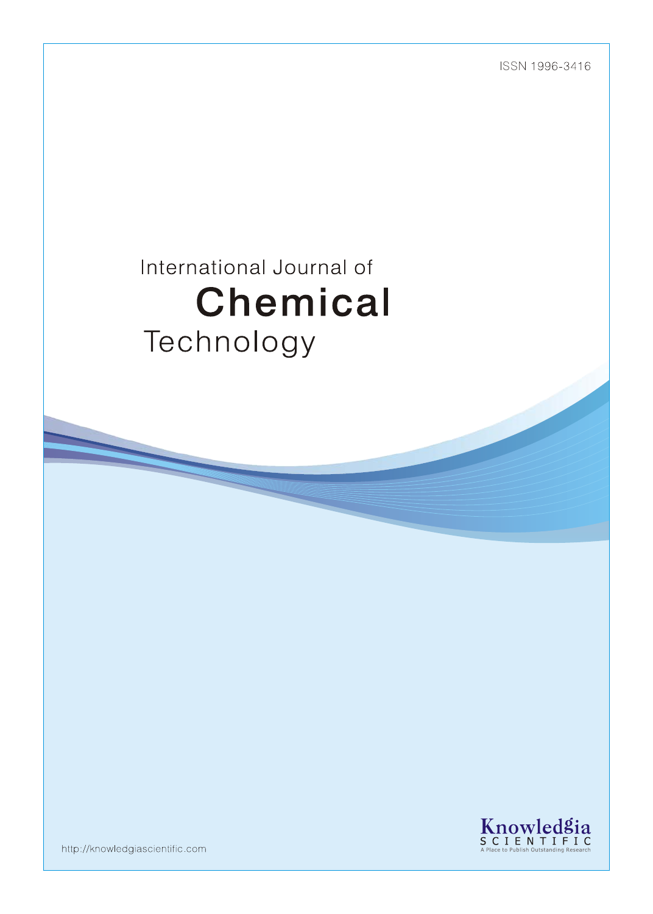ISSN 1996-3416

# International Journal of Chemical Technology

Knowledgia SCIENTIFIC
A Place to Publish Outstanding Research

http://knowledgiascientific.com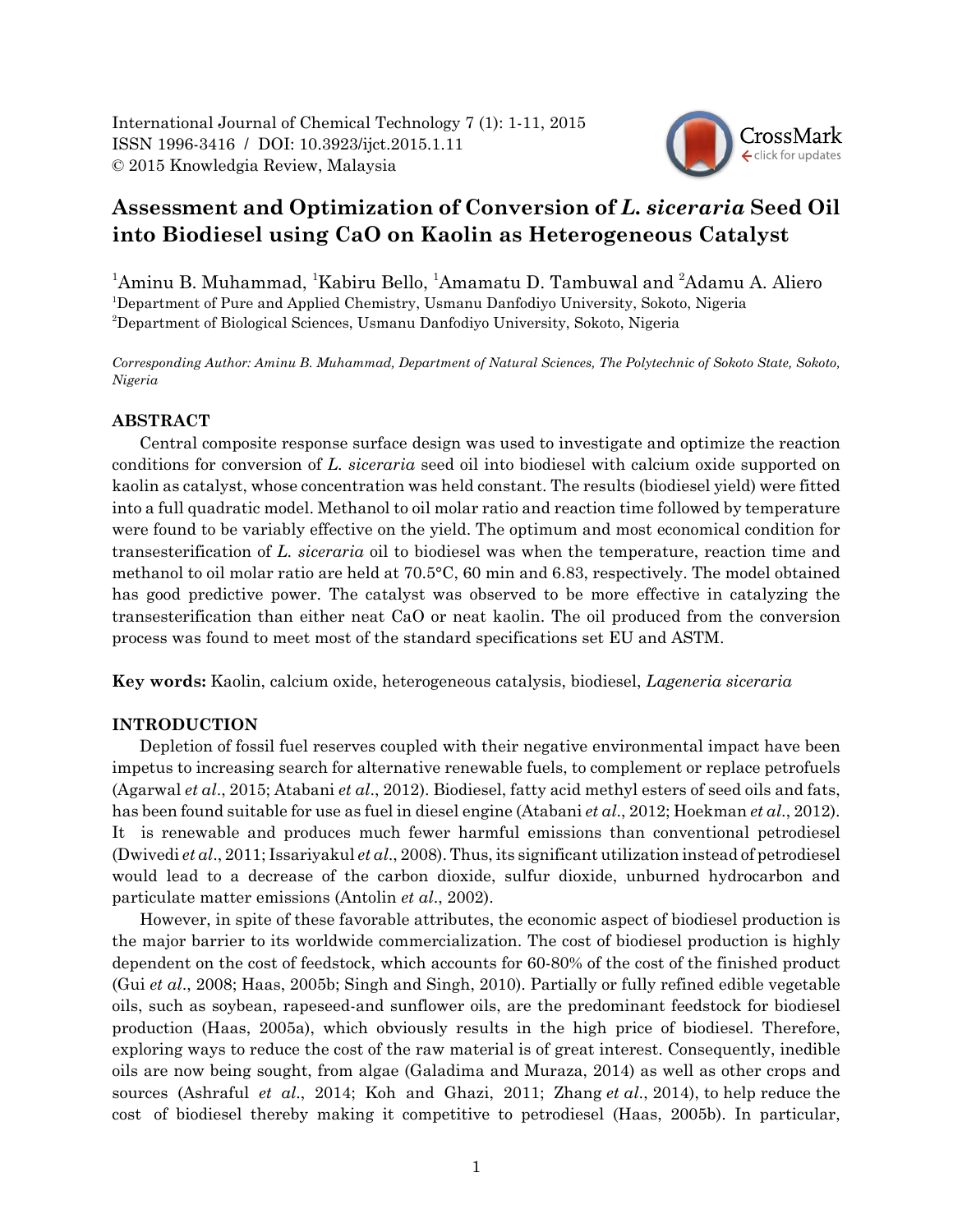International Journal of Chemical Technology 7 (1): 1-11, 2015
ISSN 1996-3416 / DOI: 10.3923/ijct.2015.1.11
© 2015 Knowledgia Review, Malaysia

# Assessment and Optimization of Conversion of *L. siceraria* Seed Oil into Biodiesel using CaO on Kaolin as Heterogeneous Catalyst

[1]Aminu B. Muhammad, [1]Kabiru Bello, [1]Amamatu D. Tambuwal and [2]Adamu A. Aliero

[1]Department of Pure and Applied Chemistry, Usmanu Danfodiyo University, Sokoto, Nigeria
[2]Department of Biological Sciences, Usmanu Danfodiyo University, Sokoto, Nigeria

*Corresponding Author: Aminu B. Muhammad, Department of Natural Sciences, The Polytechnic of Sokoto State, Sokoto, Nigeria*

## ABSTRACT

Central composite response surface design was used to investigate and optimize the reaction conditions for conversion of *L. siceraria* seed oil into biodiesel with calcium oxide supported on kaolin as catalyst, whose concentration was held constant. The results (biodiesel yield) were fitted into a full quadratic model. Methanol to oil molar ratio and reaction time followed by temperature were found to be variably effective on the yield. The optimum and most economical condition for transesterification of *L. siceraria* oil to biodiesel was when the temperature, reaction time and methanol to oil molar ratio are held at 70.5°C, 60 min and 6.83, respectively. The model obtained has good predictive power. The catalyst was observed to be more effective in catalyzing the transesterification than either neat CaO or neat kaolin. The oil produced from the conversion process was found to meet most of the standard specifications set EU and ASTM.

**Key words:** Kaolin, calcium oxide, heterogeneous catalysis, biodiesel, *Lageneria siceraria*

## INTRODUCTION

Depletion of fossil fuel reserves coupled with their negative environmental impact have been impetus to increasing search for alternative renewable fuels, to complement or replace petrofuels (Agarwal *et al*., 2015; Atabani *et al*., 2012). Biodiesel, fatty acid methyl esters of seed oils and fats, has been found suitable for use as fuel in diesel engine (Atabani *et al*., 2012; Hoekman *et al*., 2012). It is renewable and produces much fewer harmful emissions than conventional petrodiesel (Dwivedi *et al*., 2011; Issariyakul *et al*., 2008). Thus, its significant utilization instead of petrodiesel would lead to a decrease of the carbon dioxide, sulfur dioxide, unburned hydrocarbon and particulate matter emissions (Antolin *et al*., 2002).

However, in spite of these favorable attributes, the economic aspect of biodiesel production is the major barrier to its worldwide commercialization. The cost of biodiesel production is highly dependent on the cost of feedstock, which accounts for 60-80% of the cost of the finished product (Gui *et al*., 2008; Haas, 2005b; Singh and Singh, 2010). Partially or fully refined edible vegetable oils, such as soybean, rapeseed-and sunflower oils, are the predominant feedstock for biodiesel production (Haas, 2005a), which obviously results in the high price of biodiesel. Therefore, exploring ways to reduce the cost of the raw material is of great interest. Consequently, inedible oils are now being sought, from algae (Galadima and Muraza, 2014) as well as other crops and sources (Ashraful *et al*., 2014; Koh and Ghazi, 2011; Zhang *et al*., 2014), to help reduce the cost of biodiesel thereby making it competitive to petrodiesel (Haas, 2005b). In particular,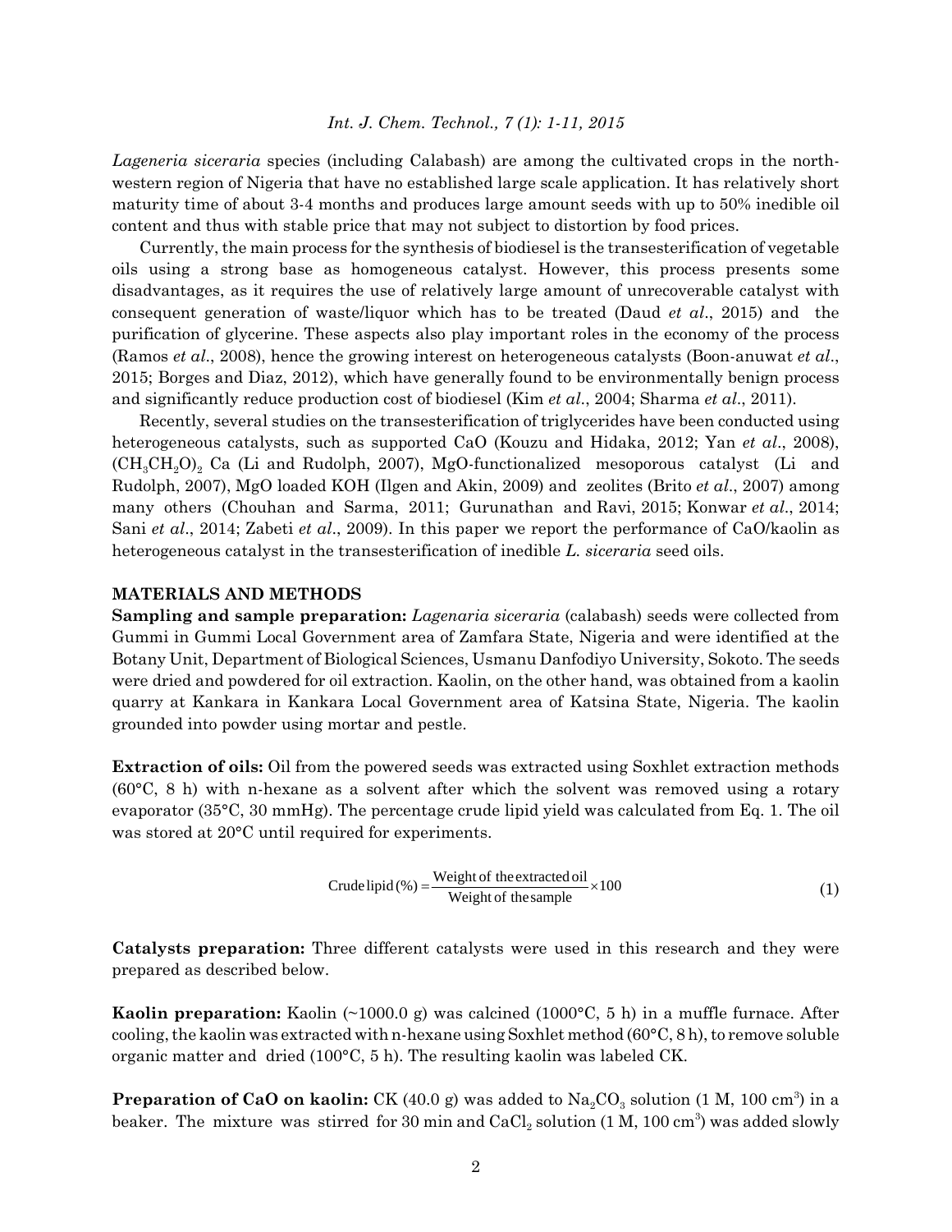*Lageneria siceraria* species (including Calabash) are among the cultivated crops in the north-western region of Nigeria that have no established large scale application. It has relatively short maturity time of about 3-4 months and produces large amount seeds with up to 50% inedible oil content and thus with stable price that may not subject to distortion by food prices.

Currently, the main process for the synthesis of biodiesel is the transesterification of vegetable oils using a strong base as homogeneous catalyst. However, this process presents some disadvantages, as it requires the use of relatively large amount of unrecoverable catalyst with consequent generation of waste/liquor which has to be treated (Daud *et al*., 2015) and the purification of glycerine. These aspects also play important roles in the economy of the process (Ramos *et al*., 2008), hence the growing interest on heterogeneous catalysts (Boon-anuwat *et al*., 2015; Borges and Diaz, 2012), which have generally found to be environmentally benign process and significantly reduce production cost of biodiesel (Kim *et al*., 2004; Sharma *et al*., 2011).

Recently, several studies on the transesterification of triglycerides have been conducted using heterogeneous catalysts, such as supported CaO (Kouzu and Hidaka, 2012; Yan *et al*., 2008), $(CH_3CH_2O)_2$ Ca (Li and Rudolph, 2007), MgO-functionalized mesoporous catalyst (Li and Rudolph, 2007), MgO loaded KOH (Ilgen and Akin, 2009) and zeolites (Brito *et al*., 2007) among many others (Chouhan and Sarma, 2011; Gurunathan and Ravi, 2015; Konwar *et al*., 2014; Sani *et al*., 2014; Zabeti *et al*., 2009). In this paper we report the performance of CaO/kaolin as heterogeneous catalyst in the transesterification of inedible *L. siceraria* seed oils.

## MATERIALS AND METHODS

**Sampling and sample preparation:** *Lagenaria siceraria* (calabash) seeds were collected from Gummi in Gummi Local Government area of Zamfara State, Nigeria and were identified at the Botany Unit, Department of Biological Sciences, Usmanu Danfodiyo University, Sokoto. The seeds were dried and powdered for oil extraction. Kaolin, on the other hand, was obtained from a kaolin quarry at Kankara in Kankara Local Government area of Katsina State, Nigeria. The kaolin grounded into powder using mortar and pestle.

**Extraction of oils:** Oil from the powered seeds was extracted using Soxhlet extraction methods (60°C, 8 h) with n-hexane as a solvent after which the solvent was removed using a rotary evaporator (35°C, 30 mmHg). The percentage crude lipid yield was calculated from Eq. 1. The oil was stored at 20°C until required for experiments.

$$\text{Crude lipid (\%)} = \frac{\text{Weight of the extracted oil}}{\text{Weight of the sample}} \times 100 \tag{1}$$

**Catalysts preparation:** Three different catalysts were used in this research and they were prepared as described below.

**Kaolin preparation:** Kaolin (~1000.0 g) was calcined (1000°C, 5 h) in a muffle furnace. After cooling, the kaolin was extracted with n-hexane using Soxhlet method (60°C, 8 h), to remove soluble organic matter and dried (100°C, 5 h). The resulting kaolin was labeled CK.

**Preparation of CaO on kaolin:** CK (40.0 g) was added to $Na_2CO_3$ solution (1 M, 100 $cm^3$) in a beaker. The mixture was stirred for 30 min and $CaCl_2$ solution (1 M, 100 $cm^3$) was added slowly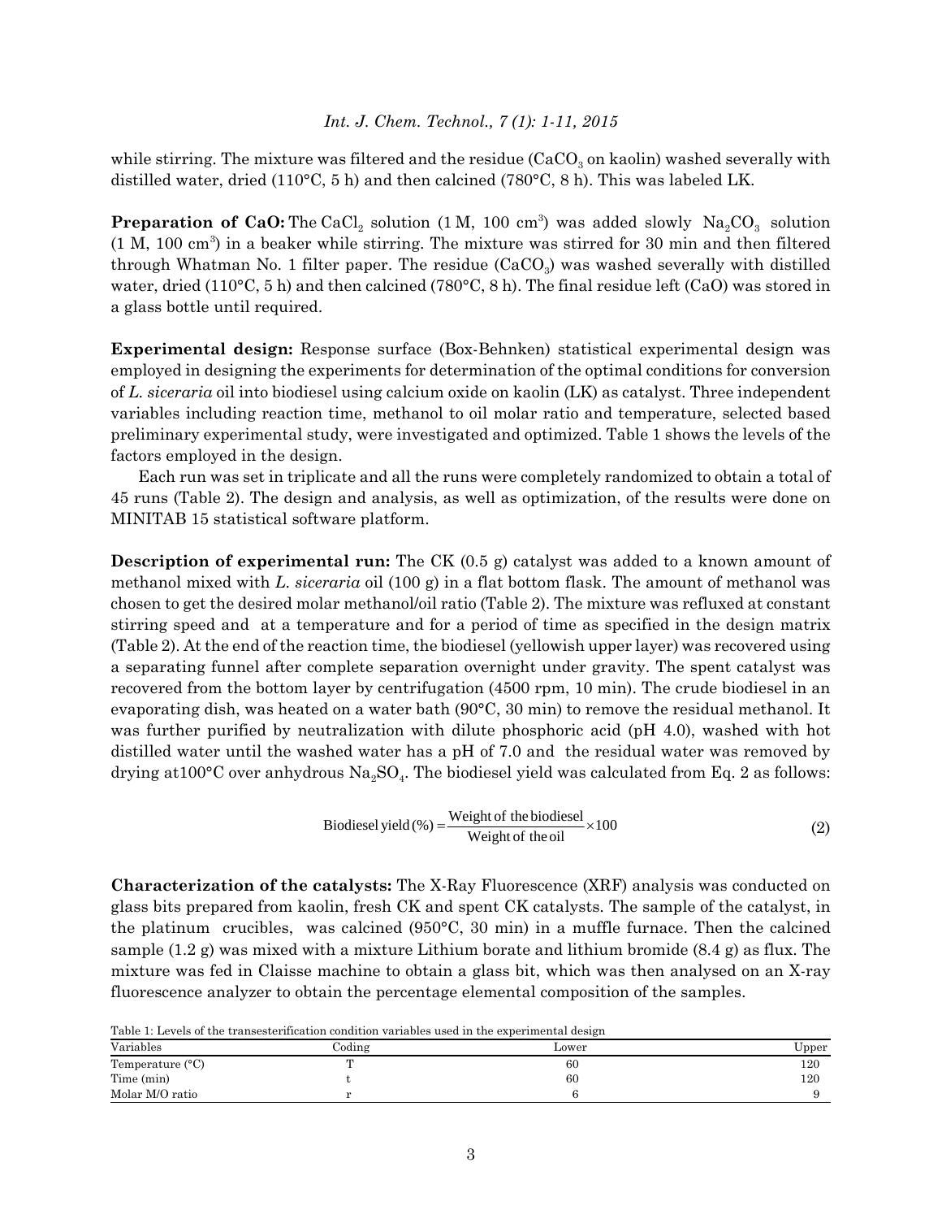while stirring. The mixture was filtered and the residue ($CaCO_3$ on kaolin) washed severally with distilled water, dried (110°C, 5 h) and then calcined (780°C, 8 h). This was labeled LK.

**Preparation of CaO:** The $CaCl_2$ solution (1 M, 100 $cm^3$) was added slowly $Na_2CO_3$ solution (1 M, 100 $cm^3$) in a beaker while stirring. The mixture was stirred for 30 min and then filtered through Whatman No. 1 filter paper. The residue ($CaCO_3$) was washed severally with distilled water, dried (110°C, 5 h) and then calcined (780°C, 8 h). The final residue left (CaO) was stored in a glass bottle until required.

**Experimental design:** Response surface (Box-Behnken) statistical experimental design was employed in designing the experiments for determination of the optimal conditions for conversion of *L. siceraria* oil into biodiesel using calcium oxide on kaolin (LK) as catalyst. Three independent variables including reaction time, methanol to oil molar ratio and temperature, selected based preliminary experimental study, were investigated and optimized. Table 1 shows the levels of the factors employed in the design.

Each run was set in triplicate and all the runs were completely randomized to obtain a total of 45 runs (Table 2). The design and analysis, as well as optimization, of the results were done on MINITAB 15 statistical software platform.

**Description of experimental run:** The CK (0.5 g) catalyst was added to a known amount of methanol mixed with *L. siceraria* oil (100 g) in a flat bottom flask. The amount of methanol was chosen to get the desired molar methanol/oil ratio (Table 2). The mixture was refluxed at constant stirring speed and at a temperature and for a period of time as specified in the design matrix (Table 2). At the end of the reaction time, the biodiesel (yellowish upper layer) was recovered using a separating funnel after complete separation overnight under gravity. The spent catalyst was recovered from the bottom layer by centrifugation (4500 rpm, 10 min). The crude biodiesel in an evaporating dish, was heated on a water bath (90°C, 30 min) to remove the residual methanol. It was further purified by neutralization with dilute phosphoric acid (pH 4.0), washed with hot distilled water until the washed water has a pH of 7.0 and the residual water was removed by drying at100°C over anhydrous $Na_2SO_4$. The biodiesel yield was calculated from Eq. 2 as follows:

$$\text{Biodiesel yield (\%)} = \frac{\text{Weight of the biodiesel}}{\text{Weight of the oil}} \times 100 \tag{2}$$

**Characterization of the catalysts:** The X-Ray Fluorescence (XRF) analysis was conducted on glass bits prepared from kaolin, fresh CK and spent CK catalysts. The sample of the catalyst, in the platinum crucibles, was calcined (950°C, 30 min) in a muffle furnace. Then the calcined sample (1.2 g) was mixed with a mixture Lithium borate and lithium bromide (8.4 g) as flux. The mixture was fed in Claisse machine to obtain a glass bit, which was then analysed on an X-ray fluorescence analyzer to obtain the percentage elemental composition of the samples.

Table 1: Levels of the transesterification condition variables used in the experimental design

| Variables | Coding | Lower | Upper |
|---|---|---|---|
| Temperature (°C) | T | 60 | 120 |
| Time (min) | t | 60 | 120 |
| Molar M/O ratio | r | 6 | 9 |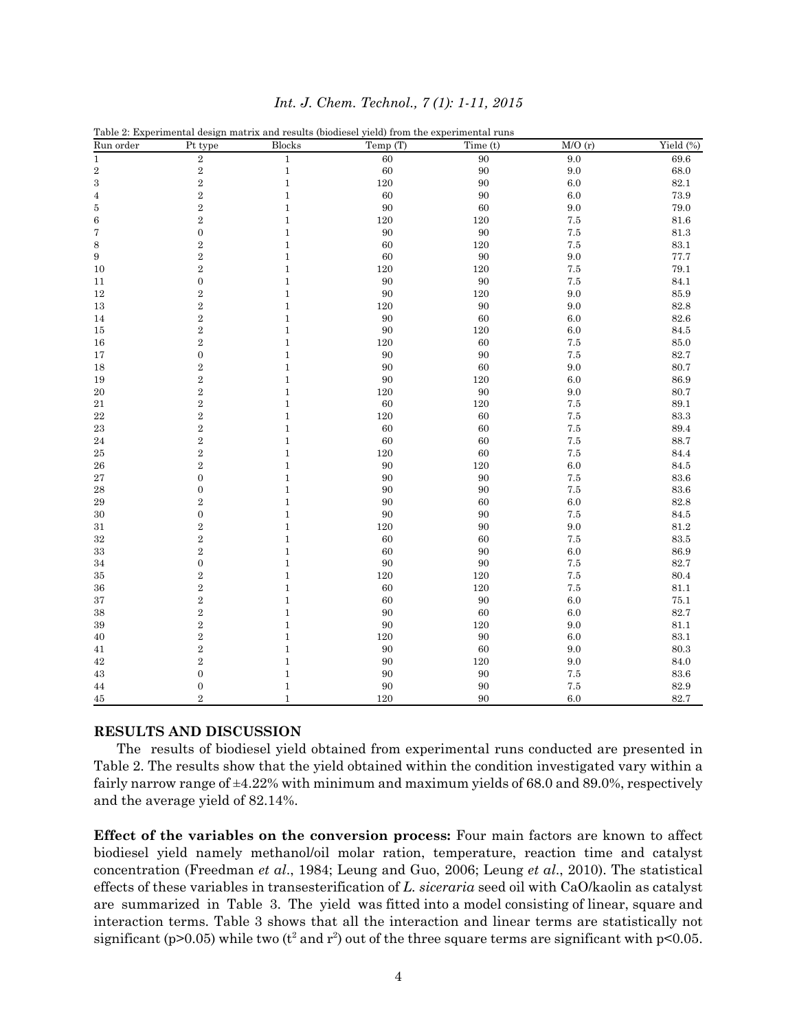Table 2: Experimental design matrix and results (biodiesel yield) from the experimental runs

| Run order | Pt type | Blocks | Temp (T) | Time (t) | M/O (r) | Yield (%) |
|---|---|---|---|---|---|---|
| 1 | 2 | 1 | 60 | 90 | 9.0 | 69.6 |
| 2 | 2 | 1 | 60 | 90 | 9.0 | 68.0 |
| 3 | 2 | 1 | 120 | 90 | 6.0 | 82.1 |
| 4 | 2 | 1 | 60 | 90 | 6.0 | 73.9 |
| 5 | 2 | 1 | 90 | 60 | 9.0 | 79.0 |
| 6 | 2 | 1 | 120 | 120 | 7.5 | 81.6 |
| 7 | 0 | 1 | 90 | 90 | 7.5 | 81.3 |
| 8 | 2 | 1 | 60 | 120 | 7.5 | 83.1 |
| 9 | 2 | 1 | 60 | 90 | 9.0 | 77.7 |
| 10 | 2 | 1 | 120 | 120 | 7.5 | 79.1 |
| 11 | 0 | 1 | 90 | 90 | 7.5 | 84.1 |
| 12 | 2 | 1 | 90 | 120 | 9.0 | 85.9 |
| 13 | 2 | 1 | 120 | 90 | 9.0 | 82.8 |
| 14 | 2 | 1 | 90 | 60 | 6.0 | 82.6 |
| 15 | 2 | 1 | 90 | 120 | 6.0 | 84.5 |
| 16 | 2 | 1 | 120 | 60 | 7.5 | 85.0 |
| 17 | 0 | 1 | 90 | 90 | 7.5 | 82.7 |
| 18 | 2 | 1 | 90 | 60 | 9.0 | 80.7 |
| 19 | 2 | 1 | 90 | 120 | 6.0 | 86.9 |
| 20 | 2 | 1 | 120 | 90 | 9.0 | 80.7 |
| 21 | 2 | 1 | 60 | 120 | 7.5 | 89.1 |
| 22 | 2 | 1 | 120 | 60 | 7.5 | 83.3 |
| 23 | 2 | 1 | 60 | 60 | 7.5 | 89.4 |
| 24 | 2 | 1 | 60 | 60 | 7.5 | 88.7 |
| 25 | 2 | 1 | 120 | 60 | 7.5 | 84.4 |
| 26 | 2 | 1 | 90 | 120 | 6.0 | 84.5 |
| 27 | 0 | 1 | 90 | 90 | 7.5 | 83.6 |
| 28 | 0 | 1 | 90 | 90 | 7.5 | 83.6 |
| 29 | 2 | 1 | 90 | 60 | 6.0 | 82.8 |
| 30 | 0 | 1 | 90 | 90 | 7.5 | 84.5 |
| 31 | 2 | 1 | 120 | 90 | 9.0 | 81.2 |
| 32 | 2 | 1 | 60 | 60 | 7.5 | 83.5 |
| 33 | 2 | 1 | 60 | 90 | 6.0 | 86.9 |
| 34 | 0 | 1 | 90 | 90 | 7.5 | 82.7 |
| 35 | 2 | 1 | 120 | 120 | 7.5 | 80.4 |
| 36 | 2 | 1 | 60 | 120 | 7.5 | 81.1 |
| 37 | 2 | 1 | 60 | 90 | 6.0 | 75.1 |
| 38 | 2 | 1 | 90 | 60 | 6.0 | 82.7 |
| 39 | 2 | 1 | 90 | 120 | 9.0 | 81.1 |
| 40 | 2 | 1 | 120 | 90 | 6.0 | 83.1 |
| 41 | 2 | 1 | 90 | 60 | 9.0 | 80.3 |
| 42 | 2 | 1 | 90 | 120 | 9.0 | 84.0 |
| 43 | 0 | 1 | 90 | 90 | 7.5 | 83.6 |
| 44 | 0 | 1 | 90 | 90 | 7.5 | 82.9 |
| 45 | 2 | 1 | 120 | 90 | 6.0 | 82.7 |

## RESULTS AND DISCUSSION

The results of biodiesel yield obtained from experimental runs conducted are presented in Table 2. The results show that the yield obtained within the condition investigated vary within a fairly narrow range of ±4.22% with minimum and maximum yields of 68.0 and 89.0%, respectively and the average yield of 82.14%.

**Effect of the variables on the conversion process:** Four main factors are known to affect biodiesel yield namely methanol/oil molar ration, temperature, reaction time and catalyst concentration (Freedman *et al*., 1984; Leung and Guo, 2006; Leung *et al*., 2010). The statistical effects of these variables in transesterification of *L. siceraria* seed oil with CaO/kaolin as catalyst are summarized in Table 3. The yield was fitted into a model consisting of linear, square and interaction terms. Table 3 shows that all the interaction and linear terms are statistically not significant ($p>0.05$) while two ($t^2$ and $r^2$) out of the three square terms are significant with $p<0.05$.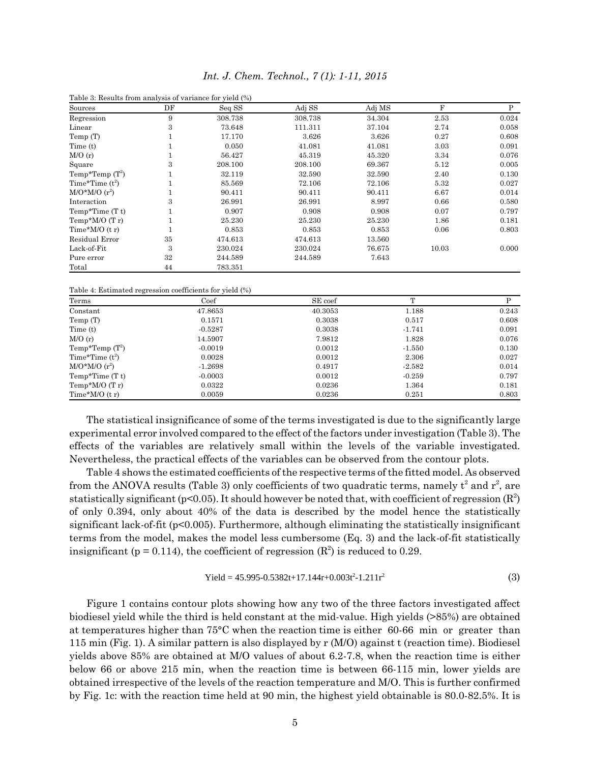Table 3: Results from analysis of variance for yield (%)

| Sources | DF | Seq SS | Adj SS | Adj MS | F | P |
|---|---|---|---|---|---|---|
| Regression | 9 | 308.738 | 308.738 | 34.304 | 2.53 | 0.024 |
| Linear | 3 | 73.648 | 111.311 | 37.104 | 2.74 | 0.058 |
| Temp (T) | 1 | 17.170 | 3.626 | 3.626 | 0.27 | 0.608 |
| Time (t) | 1 | 0.050 | 41.081 | 41.081 | 3.03 | 0.091 |
| M/O (r) | 1 | 56.427 | 45.319 | 45.320 | 3.34 | 0.076 |
| Square | 3 | 208.100 | 208.100 | 69.367 | 5.12 | 0.005 |
| Temp*Temp ($T^2$) | 1 | 32.119 | 32.590 | 32.590 | 2.40 | 0.130 |
| Time*Time ($t^2$) | 1 | 85.569 | 72.106 | 72.106 | 5.32 | 0.027 |
| M/O*M/O ($r^2$) | 1 | 90.411 | 90.411 | 90.411 | 6.67 | 0.014 |
| Interaction | 3 | 26.991 | 26.991 | 8.997 | 0.66 | 0.580 |
| Temp*Time (T t) | 1 | 0.907 | 0.908 | 0.908 | 0.07 | 0.797 |
| Temp*M/O (T r) | 1 | 25.230 | 25.230 | 25.230 | 1.86 | 0.181 |
| Time*M/O (t r) | 1 | 0.853 | 0.853 | 0.853 | 0.06 | 0.803 |
| Residual Error | 35 | 474.613 | 474.613 | 13.560 | | |
| Lack-of-Fit | 3 | 230.024 | 230.024 | 76.675 | 10.03 | 0.000 |
| Pure error | 32 | 244.589 | 244.589 | 7.643 | | |
| Total | 44 | 783.351 | | | | |

Table 4: Estimated regression coefficients for yield (%)

| Terms | Coef | SE coef | T | P |
|---|---|---|---|---|
| Constant | 47.8653 | 40.3053 | 1.188 | 0.243 |
| Temp (T) | 0.1571 | 0.3038 | 0.517 | 0.608 |
| Time (t) | -0.5287 | 0.3038 | -1.741 | 0.091 |
| M/O (r) | 14.5907 | 7.9812 | 1.828 | 0.076 |
| Temp*Temp ($T^2$) | -0.0019 | 0.0012 | -1.550 | 0.130 |
| Time*Time ($t^2$) | 0.0028 | 0.0012 | 2.306 | 0.027 |
| M/O*M/O ($r^2$) | -1.2698 | 0.4917 | -2.582 | 0.014 |
| Temp*Time (T t) | -0.0003 | 0.0012 | -0.259 | 0.797 |
| Temp*M/O (T r) | 0.0322 | 0.0236 | 1.364 | 0.181 |
| Time*M/O (t r) | 0.0059 | 0.0236 | 0.251 | 0.803 |

The statistical insignificance of some of the terms investigated is due to the significantly large experimental error involved compared to the effect of the factors under investigation (Table 3). The effects of the variables are relatively small within the levels of the variable investigated. Nevertheless, the practical effects of the variables can be observed from the contour plots.

Table 4 shows the estimated coefficients of the respective terms of the fitted model. As observed from the ANOVA results (Table 3) only coefficients of two quadratic terms, namely $t^2$ and $r^2$, are statistically significant ($p<0.05$). It should however be noted that, with coefficient of regression ($R^2$) of only 0.394, only about 40% of the data is described by the model hence the statistically significant lack-of-fit ($p<0.005$). Furthermore, although eliminating the statistically insignificant terms from the model, makes the model less cumbersome (Eq. 3) and the lack-of-fit statistically insignificant ($p = 0.114$), the coefficient of regression ($R^2$) is reduced to 0.29.

$$\text{Yield} = 45.995 - 0.5382t + 17.144r + 0.003t^2 - 1.211r^2 \quad (3)$$

Figure 1 contains contour plots showing how any two of the three factors investigated affect biodiesel yield while the third is held constant at the mid-value. High yields (>85%) are obtained at temperatures higher than 75°C when the reaction time is either 60-66 min or greater than 115 min (Fig. 1). A similar pattern is also displayed by r (M/O) against t (reaction time). Biodiesel yields above 85% are obtained at M/O values of about 6.2-7.8, when the reaction time is either below 66 or above 215 min, when the reaction time is between 66-115 min, lower yields are obtained irrespective of the levels of the reaction temperature and M/O. This is further confirmed by Fig. 1c: with the reaction time held at 90 min, the highest yield obtainable is 80.0-82.5%. It is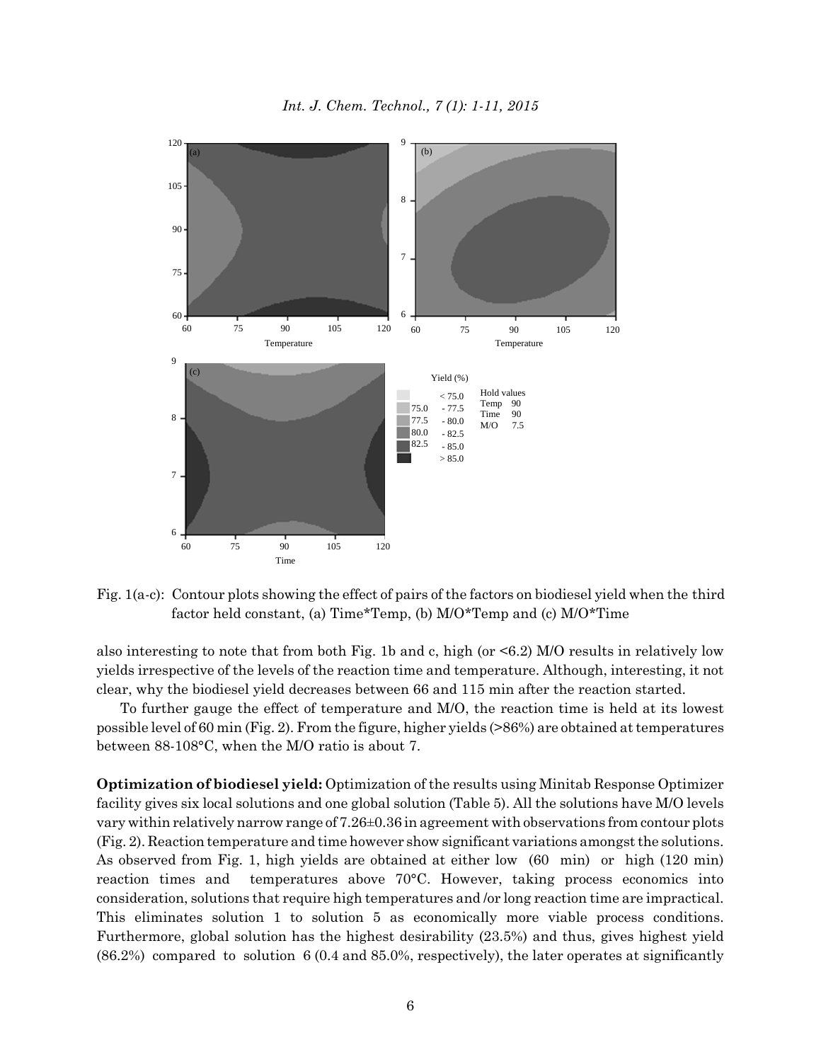Fig. 1(a-c): Contour plots showing the effect of pairs of the factors on biodiesel yield when the third factor held constant, (a) Time*Temp, (b) M/O*Temp and (c) M/O*Time

also interesting to note that from both Fig. 1b and c, high (or <6.2) M/O results in relatively low yields irrespective of the levels of the reaction time and temperature. Although, interesting, it not clear, why the biodiesel yield decreases between 66 and 115 min after the reaction started.

To further gauge the effect of temperature and M/O, the reaction time is held at its lowest possible level of 60 min (Fig. 2). From the figure, higher yields (>86%) are obtained at temperatures between 88-108°C, when the M/O ratio is about 7.

**Optimization of biodiesel yield:** Optimization of the results using Minitab Response Optimizer facility gives six local solutions and one global solution (Table 5). All the solutions have M/O levels vary within relatively narrow range of 7.26±0.36 in agreement with observations from contour plots (Fig. 2). Reaction temperature and time however show significant variations amongst the solutions. As observed from Fig. 1, high yields are obtained at either low (60 min) or high (120 min) reaction times and temperatures above 70°C. However, taking process economics into consideration, solutions that require high temperatures and /or long reaction time are impractical. This eliminates solution 1 to solution 5 as economically more viable process conditions. Furthermore, global solution has the highest desirability (23.5%) and thus, gives highest yield (86.2%) compared to solution 6 (0.4 and 85.0%, respectively), the later operates at significantly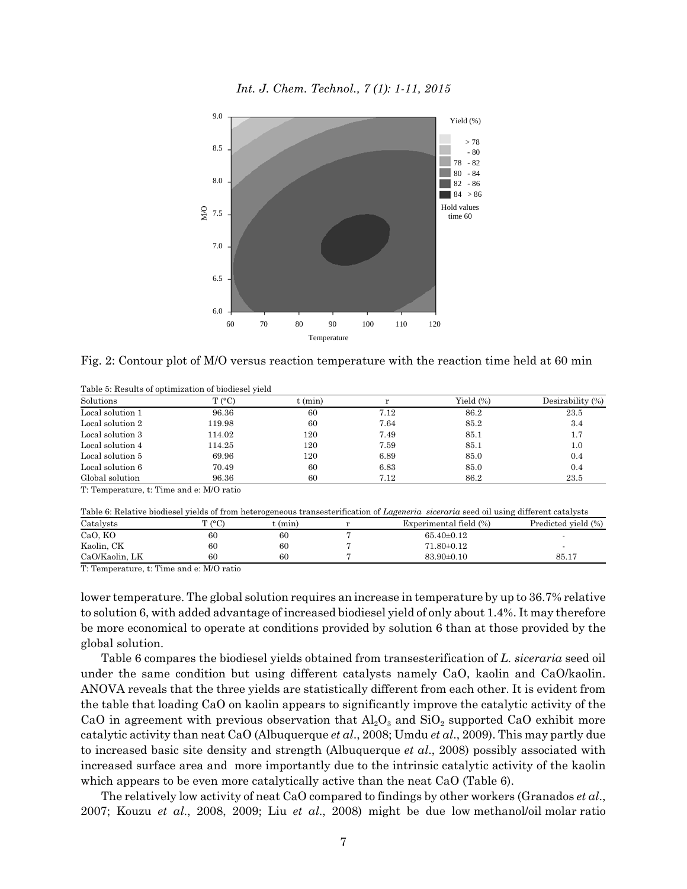Fig. 2: Contour plot of M/O versus reaction temperature with the reaction time held at 60 min

Table 5: Results of optimization of biodiesel yield

| Solutions | T (°C) | t (min) | r | Yield (%) | Desirability (%) |
|---|---|---|---|---|---|
| Local solution 1 | 96.36 | 60 | 7.12 | 86.2 | 23.5 |
| Local solution 2 | 119.98 | 60 | 7.64 | 85.2 | 3.4 |
| Local solution 3 | 114.02 | 120 | 7.49 | 85.1 | 1.7 |
| Local solution 4 | 114.25 | 120 | 7.59 | 85.1 | 1.0 |
| Local solution 5 | 69.96 | 120 | 6.89 | 85.0 | 0.4 |
| Local solution 6 | 70.49 | 60 | 6.83 | 85.0 | 0.4 |
| Global solution | 96.36 | 60 | 7.12 | 86.2 | 23.5 |

T: Temperature, t: Time and e: M/O ratio

Table 6: Relative biodiesel yields of from heterogeneous transesterification of *Lageneria siceraria* seed oil using different catalysts

| Catalysts | T (°C) | t (min) | r | Experimental field (%) | Predicted yield (%) |
|---|---|---|---|---|---|
| CaO, KO | 60 | 60 | 7 | 65.40±0.12 | - |
| Kaolin, CK | 60 | 60 | 7 | 71.80±0.12 | - |
| CaO/Kaolin, LK | 60 | 60 | 7 | 83.90±0.10 | 85.17 |

T: Temperature, t: Time and e: M/O ratio

lower temperature. The global solution requires an increase in temperature by up to 36.7% relative to solution 6, with added advantage of increased biodiesel yield of only about 1.4%. It may therefore be more economical to operate at conditions provided by solution 6 than at those provided by the global solution.

Table 6 compares the biodiesel yields obtained from transesterification of *L. siceraria* seed oil under the same condition but using different catalysts namely CaO, kaolin and CaO/kaolin. ANOVA reveals that the three yields are statistically different from each other. It is evident from the table that loading CaO on kaolin appears to significantly improve the catalytic activity of the CaO in agreement with previous observation that $Al_2O_3$ and $SiO_2$ supported CaO exhibit more catalytic activity than neat CaO (Albuquerque *et al*., 2008; Umdu *et al*., 2009). This may partly due to increased basic site density and strength (Albuquerque *et al*., 2008) possibly associated with increased surface area and more importantly due to the intrinsic catalytic activity of the kaolin which appears to be even more catalytically active than the neat CaO (Table 6).

The relatively low activity of neat CaO compared to findings by other workers (Granados *et al*., 2007; Kouzu *et al*., 2008, 2009; Liu *et al*., 2008) might be due low methanol/oil molar ratio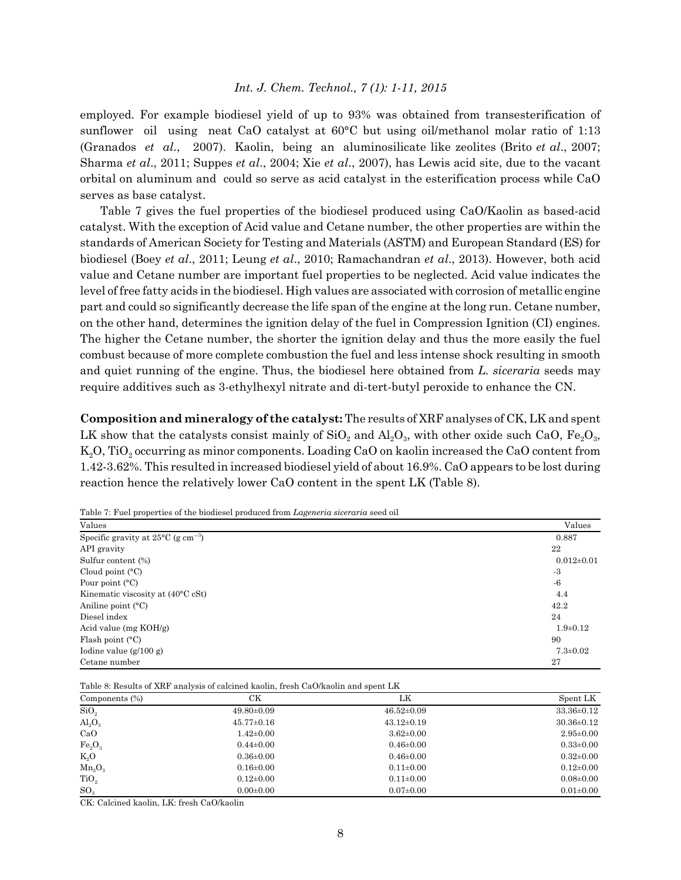employed. For example biodiesel yield of up to 93% was obtained from transesterification of sunflower oil using neat CaO catalyst at 60°C but using oil/methanol molar ratio of 1:13 (Granados *et al*., 2007). Kaolin, being an aluminosilicate like zeolites (Brito *et al*., 2007; Sharma *et al*., 2011; Suppes *et al*., 2004; Xie *et al*., 2007), has Lewis acid site, due to the vacant orbital on aluminum and could so serve as acid catalyst in the esterification process while CaO serves as base catalyst.

Table 7 gives the fuel properties of the biodiesel produced using CaO/Kaolin as based-acid catalyst. With the exception of Acid value and Cetane number, the other properties are within the standards of American Society for Testing and Materials (ASTM) and European Standard (ES) for biodiesel (Boey *et al*., 2011; Leung *et al*., 2010; Ramachandran *et al*., 2013). However, both acid value and Cetane number are important fuel properties to be neglected. Acid value indicates the level of free fatty acids in the biodiesel. High values are associated with corrosion of metallic engine part and could so significantly decrease the life span of the engine at the long run. Cetane number, on the other hand, determines the ignition delay of the fuel in Compression Ignition (CI) engines. The higher the Cetane number, the shorter the ignition delay and thus the more easily the fuel combust because of more complete combustion the fuel and less intense shock resulting in smooth and quiet running of the engine. Thus, the biodiesel here obtained from *L. siceraria* seeds may require additives such as 3-ethylhexyl nitrate and di-tert-butyl peroxide to enhance the CN.

**Composition and mineralogy of the catalyst:** The results of XRF analyses of CK, LK and spent LK show that the catalysts consist mainly of $SiO_2$ and $Al_2O_3$, with other oxide such CaO, $Fe_2O_3$, $K_2O$, $TiO_2$ occurring as minor components. Loading CaO on kaolin increased the CaO content from 1.42-3.62%. This resulted in increased biodiesel yield of about 16.9%. CaO appears to be lost during reaction hence the relatively lower CaO content in the spent LK (Table 8).

Table 7: Fuel properties of the biodiesel produced from *Lageneria siceraria* seed oil

| Values | Values |
|---|---|
| Specific gravity at 25°C (g $cm^{-3}$) | 0.887 |
| API gravity | 22 |
| Sulfur content (%) | 0.012±0.01 |
| Cloud point (°C) | -3 |
| Pour point (°C) | -6 |
| Kinematic viscosity at (40°C cSt) | 4.4 |
| Aniline point (°C) | 42.2 |
| Diesel index | 24 |
| Acid value (mg KOH/g) | 1.9±0.12 |
| Flash point (°C) | 90 |
| Iodine value (g/100 g) | 7.3±0.02 |
| Cetane number | 27 |

Table 8: Results of XRF analysis of calcined kaolin, fresh CaO/kaolin and spent LK

| Components (%) | CK | LK | Spent LK |
|---|---|---|---|
| $SiO_2$ | 49.80±0.09 | 46.52±0.09 | 33.36±0.12 |
| $Al_2O_3$ | 45.77±0.16 | 43.12±0.19 | 30.36±0.12 |
| CaO | 1.42±0.00 | 3.62±0.00 | 2.95±0.00 |
| $Fe_2O_3$ | 0.44±0.00 | 0.46±0.00 | 0.33±0.00 |
| $K_2O$ | 0.36±0.00 | 0.46±0.00 | 0.32±0.00 |
| $Mn_2O_3$ | 0.16±0.00 | 0.11±0.00 | 0.12±0.00 |
| $TiO_2$ | 0.12±0.00 | 0.11±0.00 | 0.08±0.00 |
| $SO_3$ | 0.00±0.00 | 0.07±0.00 | 0.01±0.00 |

CK: Calcined kaolin, LK: fresh CaO/kaolin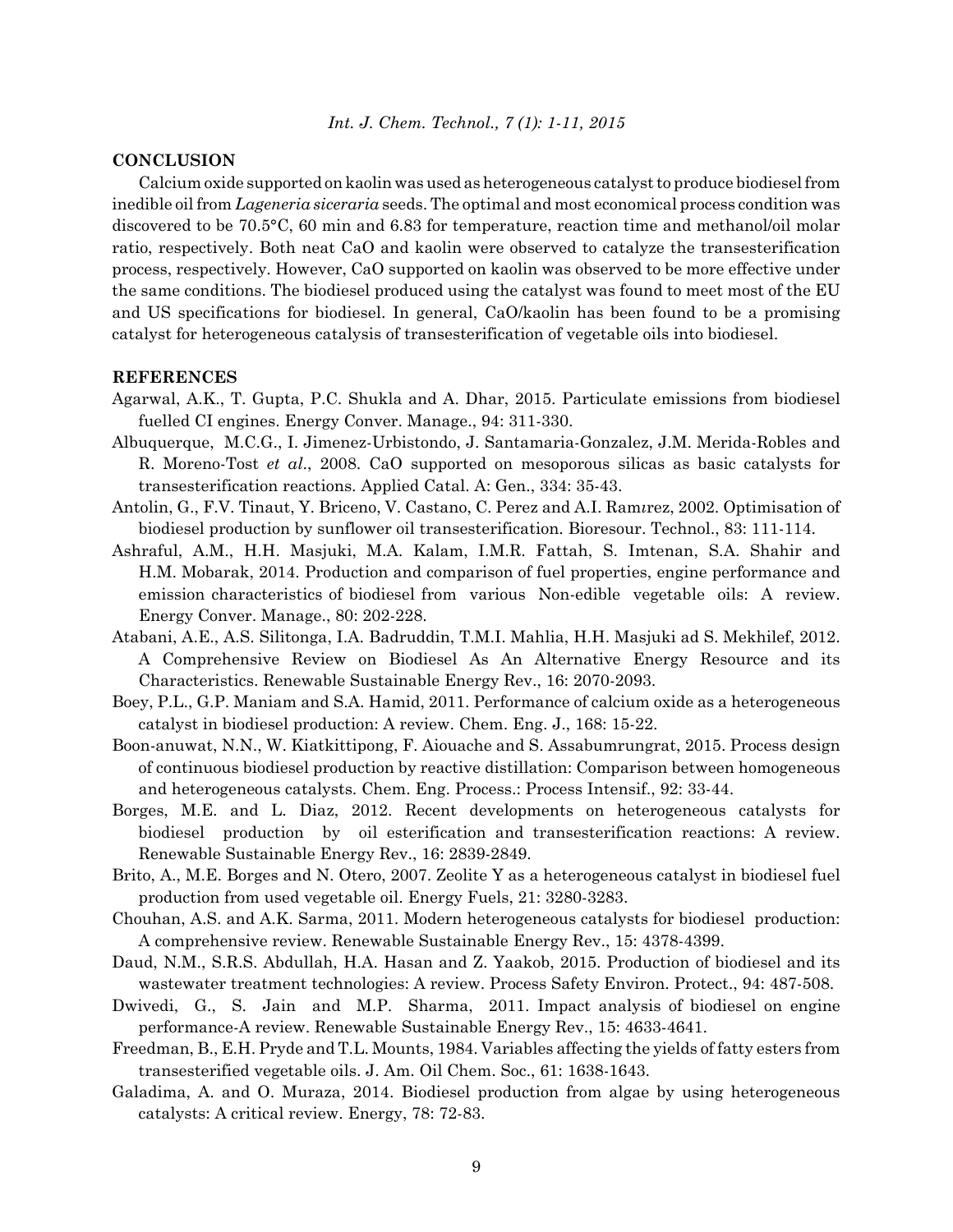## CONCLUSION

Calcium oxide supported on kaolin was used as heterogeneous catalyst to produce biodiesel from inedible oil from *Lageneria siceraria* seeds. The optimal and most economical process condition was discovered to be 70.5°C, 60 min and 6.83 for temperature, reaction time and methanol/oil molar ratio, respectively. Both neat CaO and kaolin were observed to catalyze the transesterification process, respectively. However, CaO supported on kaolin was observed to be more effective under the same conditions. The biodiesel produced using the catalyst was found to meet most of the EU and US specifications for biodiesel. In general, CaO/kaolin has been found to be a promising catalyst for heterogeneous catalysis of transesterification of vegetable oils into biodiesel.

## REFERENCES

Agarwal, A.K., T. Gupta, P.C. Shukla and A. Dhar, 2015. Particulate emissions from biodiesel fuelled CI engines. Energy Conver. Manage., 94: 311-330.

Albuquerque, M.C.G., I. Jimenez-Urbistondo, J. Santamaria-Gonzalez, J.M. Merida-Robles and R. Moreno-Tost *et al*., 2008. CaO supported on mesoporous silicas as basic catalysts for transesterification reactions. Applied Catal. A: Gen., 334: 35-43.

Antolin, G., F.V. Tinaut, Y. Briceno, V. Castano, C. Perez and A.I. Ramırez, 2002. Optimisation of biodiesel production by sunflower oil transesterification. Bioresour. Technol., 83: 111-114.

Ashraful, A.M., H.H. Masjuki, M.A. Kalam, I.M.R. Fattah, S. Imtenan, S.A. Shahir and H.M. Mobarak, 2014. Production and comparison of fuel properties, engine performance and emission characteristics of biodiesel from various Non-edible vegetable oils: A review. Energy Conver. Manage., 80: 202-228.

Atabani, A.E., A.S. Silitonga, I.A. Badruddin, T.M.I. Mahlia, H.H. Masjuki ad S. Mekhilef, 2012. A Comprehensive Review on Biodiesel As An Alternative Energy Resource and its Characteristics. Renewable Sustainable Energy Rev., 16: 2070-2093.

Boey, P.L., G.P. Maniam and S.A. Hamid, 2011. Performance of calcium oxide as a heterogeneous catalyst in biodiesel production: A review. Chem. Eng. J., 168: 15-22.

Boon-anuwat, N.N., W. Kiatkittipong, F. Aiouache and S. Assabumrungrat, 2015. Process design of continuous biodiesel production by reactive distillation: Comparison between homogeneous and heterogeneous catalysts. Chem. Eng. Process.: Process Intensif., 92: 33-44.

Borges, M.E. and L. Diaz, 2012. Recent developments on heterogeneous catalysts for biodiesel production by oil esterification and transesterification reactions: A review. Renewable Sustainable Energy Rev., 16: 2839-2849.

Brito, A., M.E. Borges and N. Otero, 2007. Zeolite Y as a heterogeneous catalyst in biodiesel fuel production from used vegetable oil. Energy Fuels, 21: 3280-3283.

Chouhan, A.S. and A.K. Sarma, 2011. Modern heterogeneous catalysts for biodiesel production: A comprehensive review. Renewable Sustainable Energy Rev., 15: 4378-4399.

Daud, N.M., S.R.S. Abdullah, H.A. Hasan and Z. Yaakob, 2015. Production of biodiesel and its wastewater treatment technologies: A review. Process Safety Environ. Protect., 94: 487-508.

Dwivedi, G., S. Jain and M.P. Sharma, 2011. Impact analysis of biodiesel on engine performance-A review. Renewable Sustainable Energy Rev., 15: 4633-4641.

Freedman, B., E.H. Pryde and T.L. Mounts, 1984. Variables affecting the yields of fatty esters from transesterified vegetable oils. J. Am. Oil Chem. Soc., 61: 1638-1643.

Galadima, A. and O. Muraza, 2014. Biodiesel production from algae by using heterogeneous catalysts: A critical review. Energy, 78: 72-83.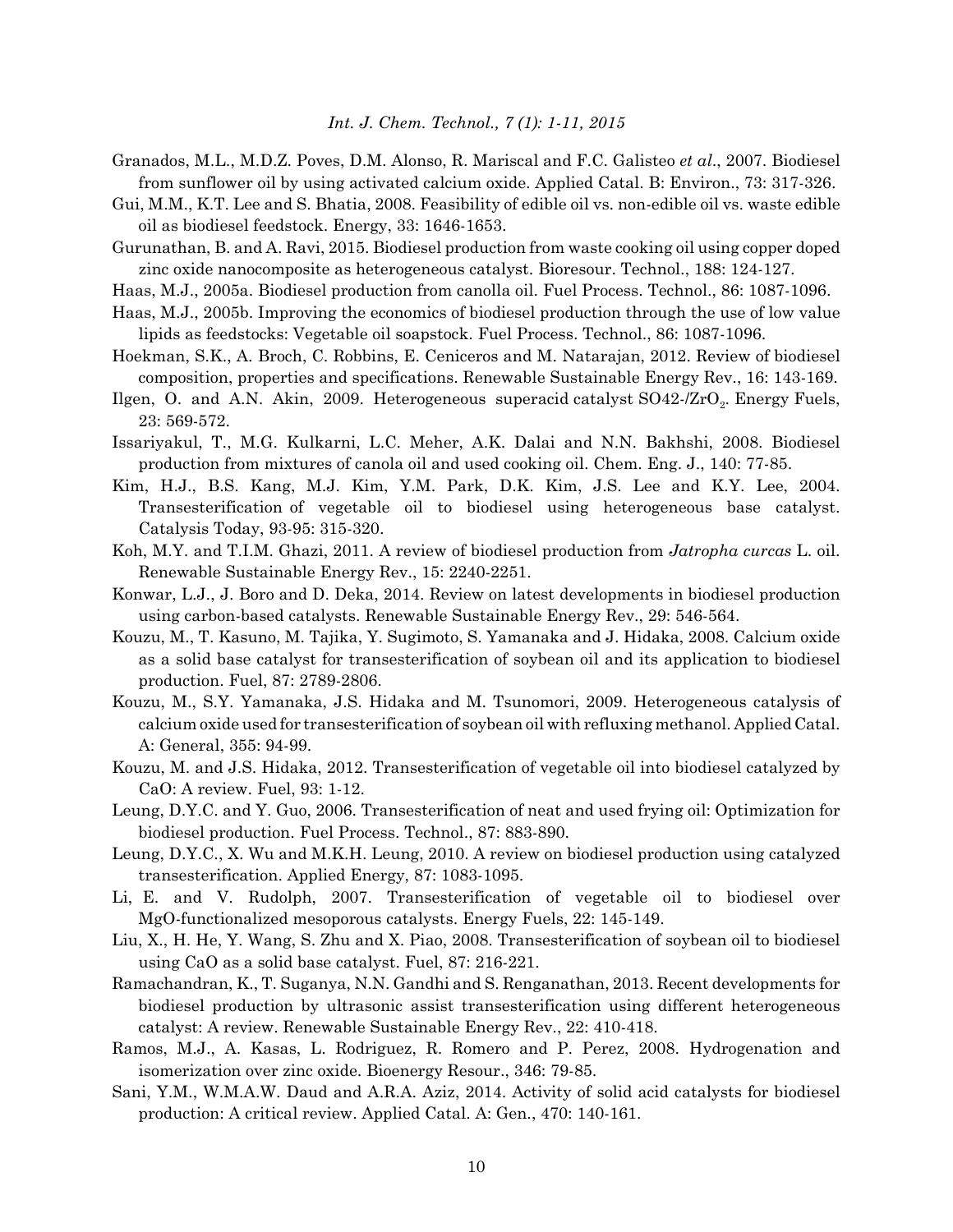Granados, M.L., M.D.Z. Poves, D.M. Alonso, R. Mariscal and F.C. Galisteo *et al*., 2007. Biodiesel from sunflower oil by using activated calcium oxide. Applied Catal. B: Environ., 73: 317-326.

Gui, M.M., K.T. Lee and S. Bhatia, 2008. Feasibility of edible oil vs. non-edible oil vs. waste edible oil as biodiesel feedstock. Energy, 33: 1646-1653.

Gurunathan, B. and A. Ravi, 2015. Biodiesel production from waste cooking oil using copper doped zinc oxide nanocomposite as heterogeneous catalyst. Bioresour. Technol., 188: 124-127.

Haas, M.J., 2005a. Biodiesel production from canolla oil. Fuel Process. Technol., 86: 1087-1096.

Haas, M.J., 2005b. Improving the economics of biodiesel production through the use of low value lipids as feedstocks: Vegetable oil soapstock. Fuel Process. Technol., 86: 1087-1096.

Hoekman, S.K., A. Broch, C. Robbins, E. Ceniceros and M. Natarajan, 2012. Review of biodiesel composition, properties and specifications. Renewable Sustainable Energy Rev., 16: 143-169.

Ilgen, O. and A.N. Akin, 2009. Heterogeneous superacid catalyst SO42-/$ZrO_2$. Energy Fuels, 23: 569-572.

Issariyakul, T., M.G. Kulkarni, L.C. Meher, A.K. Dalai and N.N. Bakhshi, 2008. Biodiesel production from mixtures of canola oil and used cooking oil. Chem. Eng. J., 140: 77-85.

Kim, H.J., B.S. Kang, M.J. Kim, Y.M. Park, D.K. Kim, J.S. Lee and K.Y. Lee, 2004. Transesterification of vegetable oil to biodiesel using heterogeneous base catalyst. Catalysis Today, 93-95: 315-320.

Koh, M.Y. and T.I.M. Ghazi, 2011. A review of biodiesel production from *Jatropha curcas* L. oil. Renewable Sustainable Energy Rev., 15: 2240-2251.

Konwar, L.J., J. Boro and D. Deka, 2014. Review on latest developments in biodiesel production using carbon-based catalysts. Renewable Sustainable Energy Rev., 29: 546-564.

Kouzu, M., T. Kasuno, M. Tajika, Y. Sugimoto, S. Yamanaka and J. Hidaka, 2008. Calcium oxide as a solid base catalyst for transesterification of soybean oil and its application to biodiesel production. Fuel, 87: 2789-2806.

Kouzu, M., S.Y. Yamanaka, J.S. Hidaka and M. Tsunomori, 2009. Heterogeneous catalysis of calcium oxide used for transesterification of soybean oil with refluxing methanol. Applied Catal. A: General, 355: 94-99.

Kouzu, M. and J.S. Hidaka, 2012. Transesterification of vegetable oil into biodiesel catalyzed by CaO: A review. Fuel, 93: 1-12.

Leung, D.Y.C. and Y. Guo, 2006. Transesterification of neat and used frying oil: Optimization for biodiesel production. Fuel Process. Technol., 87: 883-890.

Leung, D.Y.C., X. Wu and M.K.H. Leung, 2010. A review on biodiesel production using catalyzed transesterification. Applied Energy, 87: 1083-1095.

Li, E. and V. Rudolph, 2007. Transesterification of vegetable oil to biodiesel over MgO-functionalized mesoporous catalysts. Energy Fuels, 22: 145-149.

Liu, X., H. He, Y. Wang, S. Zhu and X. Piao, 2008. Transesterification of soybean oil to biodiesel using CaO as a solid base catalyst. Fuel, 87: 216-221.

Ramachandran, K., T. Suganya, N.N. Gandhi and S. Renganathan, 2013. Recent developments for biodiesel production by ultrasonic assist transesterification using different heterogeneous catalyst: A review. Renewable Sustainable Energy Rev., 22: 410-418.

Ramos, M.J., A. Kasas, L. Rodriguez, R. Romero and P. Perez, 2008. Hydrogenation and isomerization over zinc oxide. Bioenergy Resour., 346: 79-85.

Sani, Y.M., W.M.A.W. Daud and A.R.A. Aziz, 2014. Activity of solid acid catalysts for biodiesel production: A critical review. Applied Catal. A: Gen., 470: 140-161.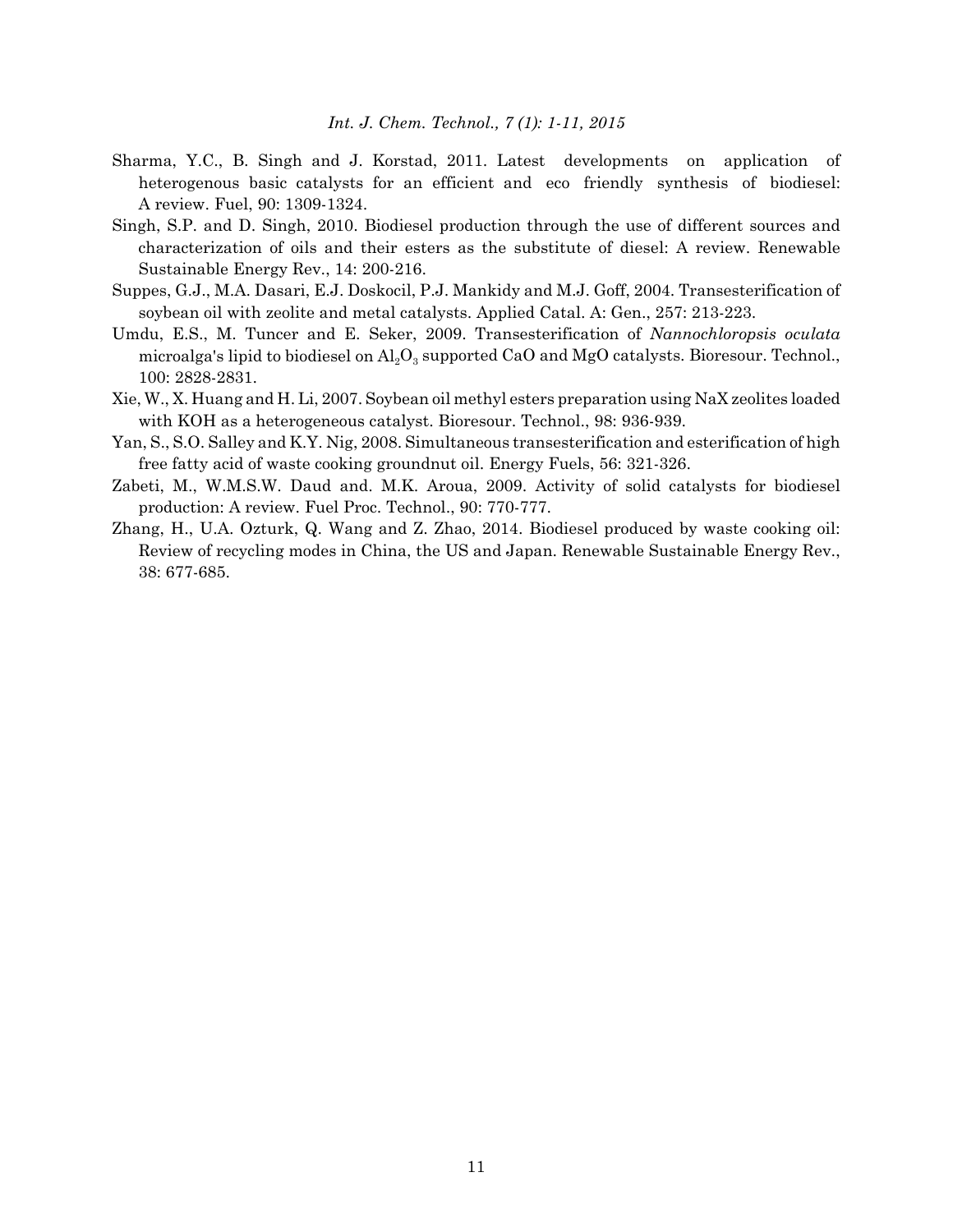Sharma, Y.C., B. Singh and J. Korstad, 2011. Latest developments on application of heterogenous basic catalysts for an efficient and eco friendly synthesis of biodiesel: A review. Fuel, 90: 1309-1324.

Singh, S.P. and D. Singh, 2010. Biodiesel production through the use of different sources and characterization of oils and their esters as the substitute of diesel: A review. Renewable Sustainable Energy Rev., 14: 200-216.

Suppes, G.J., M.A. Dasari, E.J. Doskocil, P.J. Mankidy and M.J. Goff, 2004. Transesterification of soybean oil with zeolite and metal catalysts. Applied Catal. A: Gen., 257: 213-223.

Umdu, E.S., M. Tuncer and E. Seker, 2009. Transesterification of *Nannochloropsis oculata* microalga's lipid to biodiesel on $Al_2O_3$ supported CaO and MgO catalysts. Bioresour. Technol., 100: 2828-2831.

Xie, W., X. Huang and H. Li, 2007. Soybean oil methyl esters preparation using NaX zeolites loaded with KOH as a heterogeneous catalyst. Bioresour. Technol., 98: 936-939.

Yan, S., S.O. Salley and K.Y. Nig, 2008. Simultaneous transesterification and esterification of high free fatty acid of waste cooking groundnut oil. Energy Fuels, 56: 321-326.

Zabeti, M., W.M.S.W. Daud and. M.K. Aroua, 2009. Activity of solid catalysts for biodiesel production: A review. Fuel Proc. Technol., 90: 770-777.

Zhang, H., U.A. Ozturk, Q. Wang and Z. Zhao, 2014. Biodiesel produced by waste cooking oil: Review of recycling modes in China, the US and Japan. Renewable Sustainable Energy Rev., 38: 677-685.